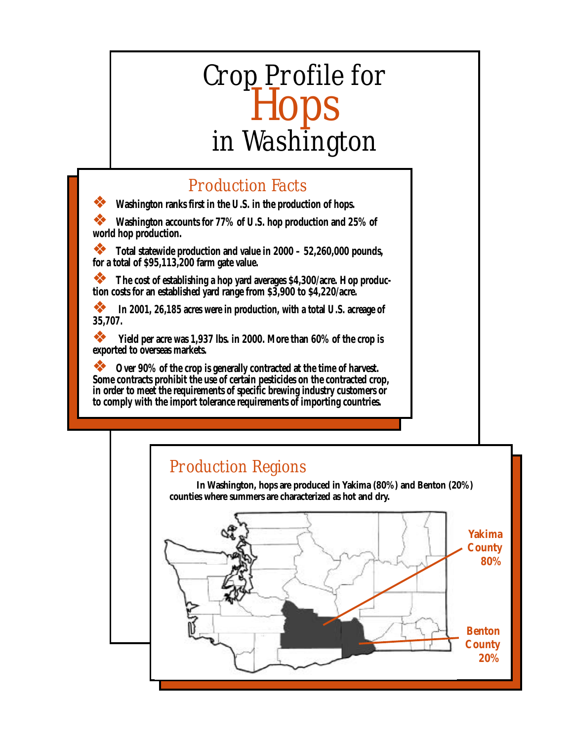# Crop Profile for Hops in Washington

## Production Facts

- **Washington ranks first in the U.S. in the production of hops.**
- **Washington accounts for 77% of U.S. hop production and 25% of world hop production.**
- **Total statewide production and value in 2000 – 52,260,000 pounds, for a total of $95,113,200 farm gate value.**
- **The cost of establishing a hop yard averages $4,300/acre. Hop production costs for an established yard range from $3,900 to $4,220/acre.**
- **In 2001, 26,185 acres were in production, with a total U.S. acreage of 35,707.**
- **Yield per acre was 1,937 lbs. in 2000. More than 60% of the crop is exported to overseas markets.**
- **Over 90% of the crop is generally contracted at the time of harvest. Some contracts prohibit the use of certain pesticides on the contracted crop, in order to meet the requirements of specific brewing industry customers or to comply with the import tolerance requirements of importing countries.**

## Production Regions

**In Washington, hops are produced in Yakima (80%) and Benton (20%) counties where summers are characterized as hot and dry.**

**Yakima County 80%**

**Benton County 20%**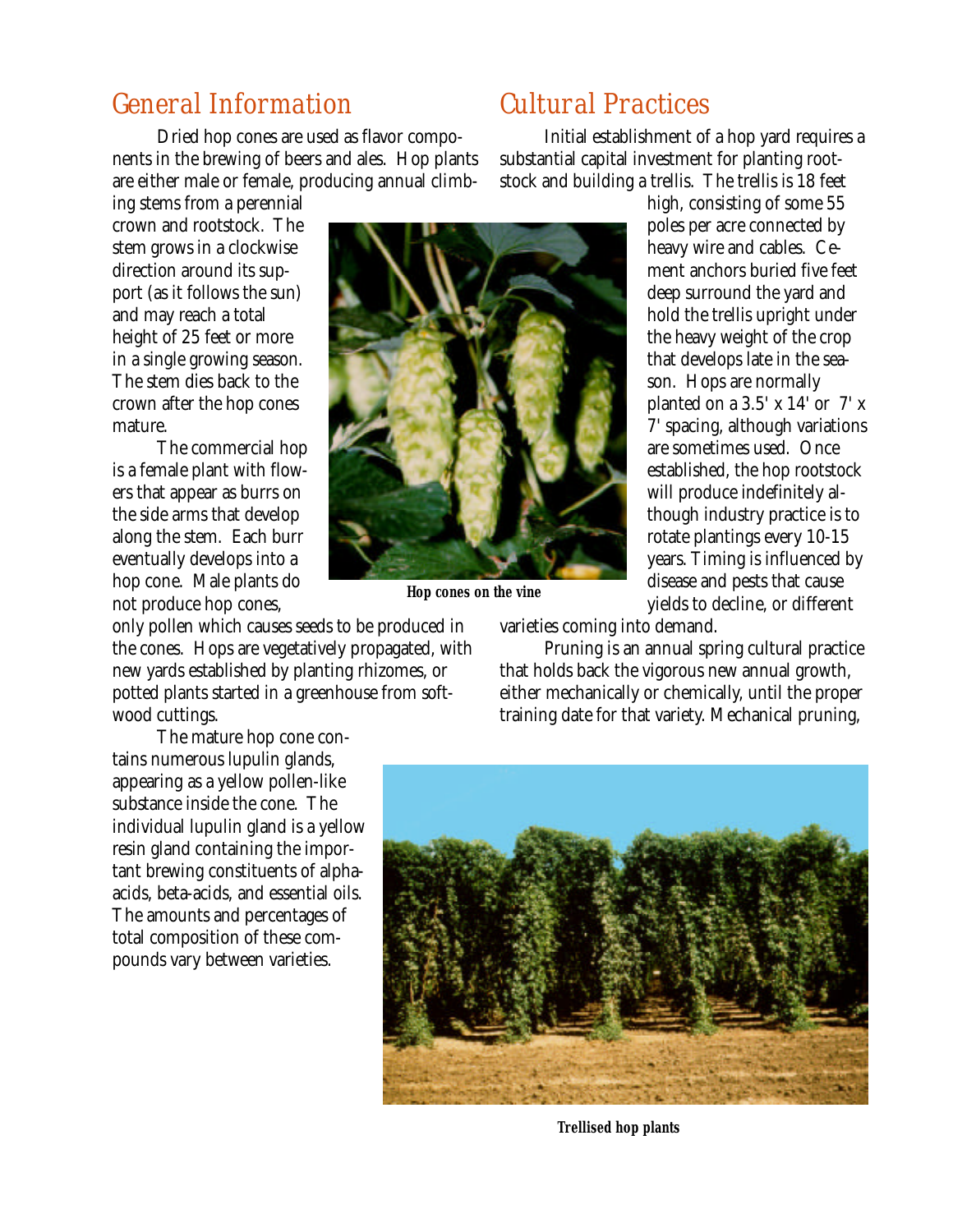## General Information

Dried hop cones are used as flavor components in the brewing of beers and ales. Hop plants are either male or female, producing annual climbing stems from a perennial crown and rootstock. The stem grows in a clockwise direction around its support (as it follows the sun) and may reach a total height of 25 feet or more in a single growing season. The stem dies back to the crown after the hop cones mature.

The commercial hop is a female plant with flowers that appear as burrs on the side arms that develop along the stem. Each burr eventually develops into a hop cone. Male plants do not produce hop cones, only pollen which causes seeds to be produced in the cones. Hops are vegetatively propagated, with new yards established by planting rhizomes, or potted plants started in a greenhouse from softwood cuttings.

Hop cones on the vine

The mature hop cone contains numerous lupulin glands, appearing as a yellow pollen-like substance inside the cone. The individual lupulin gland is a yellow resin gland containing the important brewing constituents of alpha-acids, beta-acids, and essential oils. The amounts and percentages of total composition of these compounds vary between varieties.

## Cultural Practices

Initial establishment of a hop yard requires a substantial capital investment for planting rootstock and building a trellis. The trellis is 18 feet high, consisting of some 55 poles per acre connected by heavy wire and cables. Cement anchors buried five feet deep surround the yard and hold the trellis upright under the heavy weight of the crop that develops late in the season. Hops are normally planted on a 3.5' x 14' or 7' x 7' spacing, although variations are sometimes used. Once established, the hop rootstock will produce indefinitely although industry practice is to rotate plantings every 10-15 years. Timing is influenced by disease and pests that cause yields to decline, or different varieties coming into demand.

Pruning is an annual spring cultural practice that holds back the vigorous new annual growth, either mechanically or chemically, until the proper training date for that variety. Mechanical pruning,

Trellised hop plants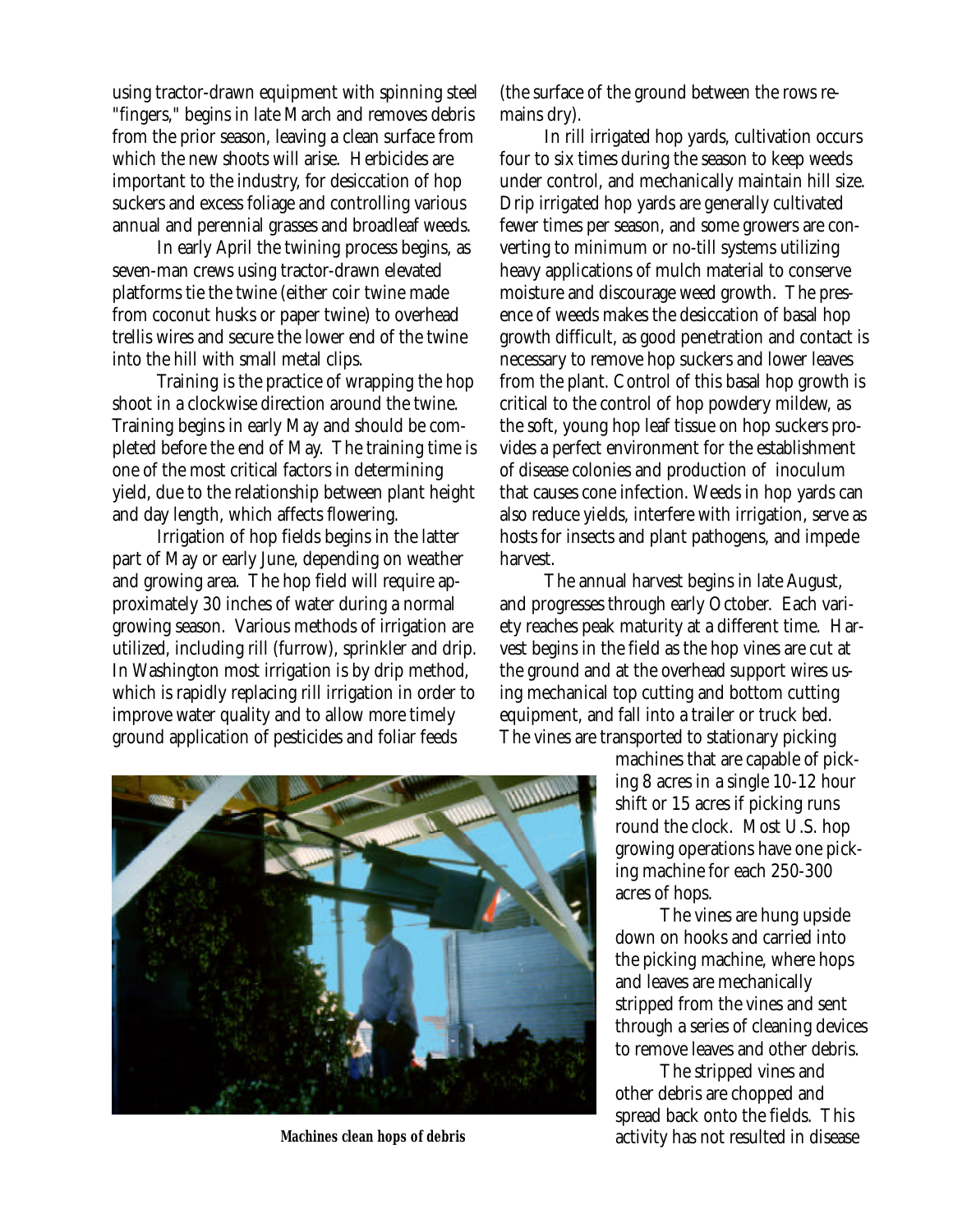using tractor-drawn equipment with spinning steel "fingers," begins in late March and removes debris from the prior season, leaving a clean surface from which the new shoots will arise. Herbicides are important to the industry, for desiccation of hop suckers and excess foliage and controlling various annual and perennial grasses and broadleaf weeds.

In early April the twining process begins, as seven-man crews using tractor-drawn elevated platforms tie the twine (either coir twine made from coconut husks or paper twine) to overhead trellis wires and secure the lower end of the twine into the hill with small metal clips.

Training is the practice of wrapping the hop shoot in a clockwise direction around the twine. Training begins in early May and should be completed before the end of May. The training time is one of the most critical factors in determining yield, due to the relationship between plant height and day length, which affects flowering.

Irrigation of hop fields begins in the latter part of May or early June, depending on weather and growing area. The hop field will require approximately 30 inches of water during a normal growing season. Various methods of irrigation are utilized, including rill (furrow), sprinkler and drip. In Washington most irrigation is by drip method, which is rapidly replacing rill irrigation in order to improve water quality and to allow more timely ground application of pesticides and foliar feeds (the surface of the ground between the rows remains dry).

In rill irrigated hop yards, cultivation occurs four to six times during the season to keep weeds under control, and mechanically maintain hill size. Drip irrigated hop yards are generally cultivated fewer times per season, and some growers are converting to minimum or no-till systems utilizing heavy applications of mulch material to conserve moisture and discourage weed growth. The presence of weeds makes the desiccation of basal hop growth difficult, as good penetration and contact is necessary to remove hop suckers and lower leaves from the plant. Control of this basal hop growth is critical to the control of hop powdery mildew, as the soft, young hop leaf tissue on hop suckers provides a perfect environment for the establishment of disease colonies and production of inoculum that causes cone infection. Weeds in hop yards can also reduce yields, interfere with irrigation, serve as hosts for insects and plant pathogens, and impede harvest.

The annual harvest begins in late August, and progresses through early October. Each variety reaches peak maturity at a different time. Harvest begins in the field as the hop vines are cut at the ground and at the overhead support wires using mechanical top cutting and bottom cutting equipment, and fall into a trailer or truck bed. The vines are transported to stationary picking machines that are capable of picking 8 acres in a single 10-12 hour shift or 15 acres if picking runs round the clock. Most U.S. hop growing operations have one picking machine for each 250-300 acres of hops.

The vines are hung upside down on hooks and carried into the picking machine, where hops and leaves are mechanically stripped from the vines and sent through a series of cleaning devices to remove leaves and other debris.

The stripped vines and other debris are chopped and spread back onto the fields. This activity has not resulted in disease

**Machines clean hops of debris**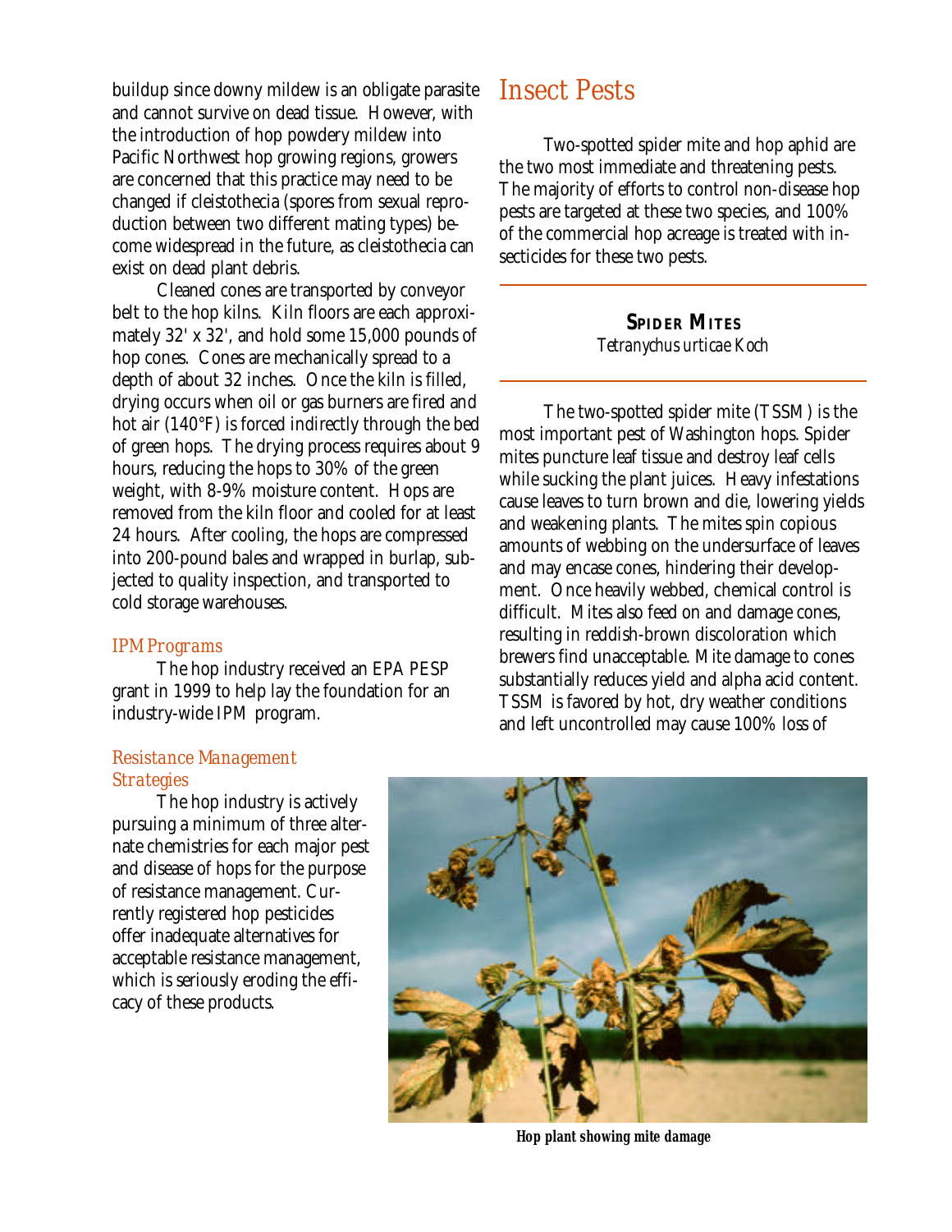buildup since downy mildew is an obligate parasite and cannot survive on dead tissue. However, with the introduction of hop powdery mildew into Pacific Northwest hop growing regions, growers are concerned that this practice may need to be changed if cleistothecia (spores from sexual reproduction between two different mating types) become widespread in the future, as cleistothecia can exist on dead plant debris.

Cleaned cones are transported by conveyor belt to the hop kilns. Kiln floors are each approximately 32' x 32', and hold some 15,000 pounds of hop cones. Cones are mechanically spread to a depth of about 32 inches. Once the kiln is filled, drying occurs when oil or gas burners are fired and hot air (140°F) is forced indirectly through the bed of green hops. The drying process requires about 9 hours, reducing the hops to 30% of the green weight, with 8-9% moisture content. Hops are removed from the kiln floor and cooled for at least 24 hours. After cooling, the hops are compressed into 200-pound bales and wrapped in burlap, subjected to quality inspection, and transported to cold storage warehouses.

### *IPM Programs*

The hop industry received an EPA PESP grant in 1999 to help lay the foundation for an industry-wide IPM program.

### *Resistance Management Strategies*

The hop industry is actively pursuing a minimum of three alternate chemistries for each major pest and disease of hops for the purpose of resistance management. Currently registered hop pesticides offer inadequate alternatives for acceptable resistance management, which is seriously eroding the efficacy of these products.

# Insect Pests

Two-spotted spider mite and hop aphid are the two most immediate and threatening pests. The majority of efforts to control non-disease hop pests are targeted at these two species, and 100% of the commercial hop acreage is treated with insecticides for these two pests.

## SPIDER MITES
*Tetranychus urticae Koch*

The two-spotted spider mite (TSSM) is the most important pest of Washington hops. Spider mites puncture leaf tissue and destroy leaf cells while sucking the plant juices. Heavy infestations cause leaves to turn brown and die, lowering yields and weakening plants. The mites spin copious amounts of webbing on the undersurface of leaves and may encase cones, hindering their development. Once heavily webbed, chemical control is difficult. Mites also feed on and damage cones, resulting in reddish-brown discoloration which brewers find unacceptable. Mite damage to cones substantially reduces yield and alpha acid content. TSSM is favored by hot, dry weather conditions and left uncontrolled may cause 100% loss of

**Hop plant showing mite damage**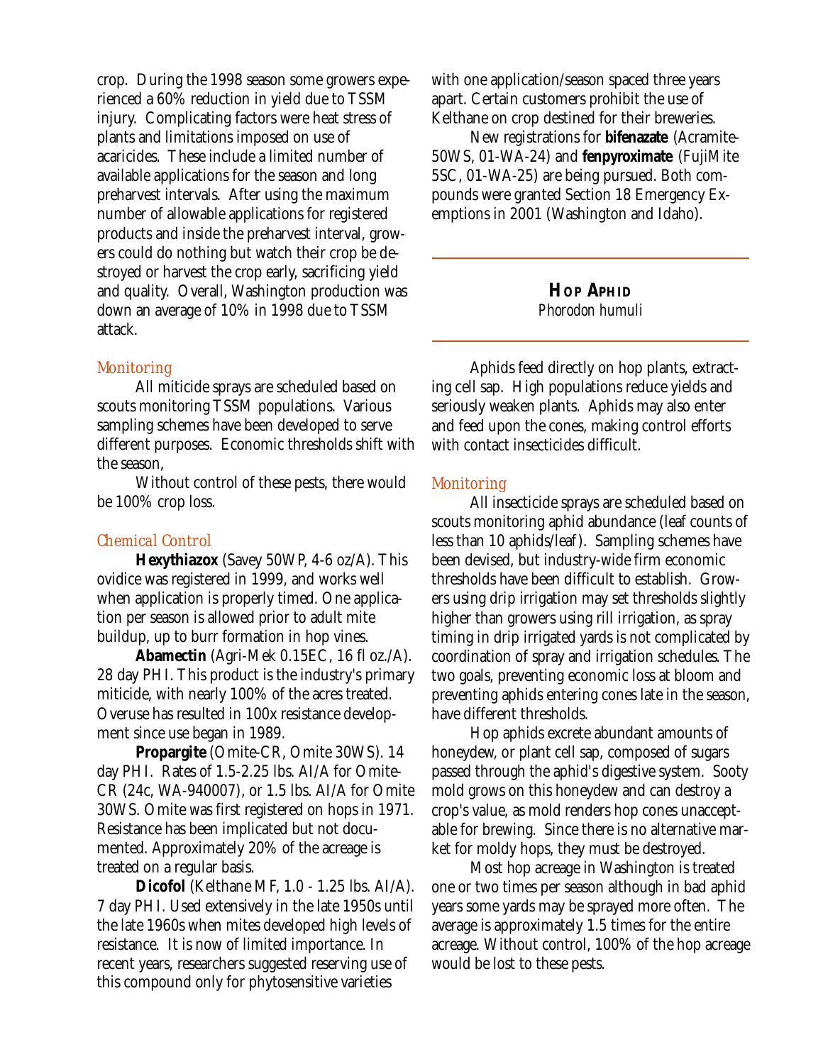crop. During the 1998 season some growers experienced a 60% reduction in yield due to TSSM injury. Complicating factors were heat stress of plants and limitations imposed on use of acaricides. These include a limited number of available applications for the season and long preharvest intervals. After using the maximum number of allowable applications for registered products and inside the preharvest interval, growers could do nothing but watch their crop be destroyed or harvest the crop early, sacrificing yield and quality. Overall, Washington production was down an average of 10% in 1998 due to TSSM attack.

### *Monitoring*

All miticide sprays are scheduled based on scouts monitoring TSSM populations. Various sampling schemes have been developed to serve different purposes. Economic thresholds shift with the season,

Without control of these pests, there would be 100% crop loss.

### *Chemical Control*

**Hexythiazox** (Savey 50WP, 4-6 oz/A). This ovidice was registered in 1999, and works well when application is properly timed. One application per season is allowed prior to adult mite buildup, up to burr formation in hop vines.

**Abamectin** (Agri-Mek 0.15EC, 16 fl oz./A). 28 day PHI. This product is the industry's primary miticide, with nearly 100% of the acres treated. Overuse has resulted in 100x resistance development since use began in 1989.

**Propargite** (Omite-CR, Omite 30WS). 14 day PHI. Rates of 1.5-2.25 lbs. AI/A for Omite-CR (24c, WA-940007), or 1.5 lbs. AI/A for Omite 30WS. Omite was first registered on hops in 1971. Resistance has been implicated but not documented. Approximately 20% of the acreage is treated on a regular basis.

**Dicofol** (Kelthane MF, 1.0 - 1.25 lbs. AI/A). 7 day PHI. Used extensively in the late 1950s until the late 1960s when mites developed high levels of resistance. It is now of limited importance. In recent years, researchers suggested reserving use of this compound only for phytosensitive varieties with one application/season spaced three years apart. Certain customers prohibit the use of Kelthane on crop destined for their breweries.

New registrations for **bifenazate** (Acramite-50WS, 01-WA-24) and **fenpyroximate** (FujiMite 5SC, 01-WA-25) are being pursued. Both compounds were granted Section 18 Emergency Exemptions in 2001 (Washington and Idaho).

## Hop Aphid

*Phorodon humuli*

Aphids feed directly on hop plants, extracting cell sap. High populations reduce yields and seriously weaken plants. Aphids may also enter and feed upon the cones, making control efforts with contact insecticides difficult.

### *Monitoring*

All insecticide sprays are scheduled based on scouts monitoring aphid abundance (leaf counts of less than 10 aphids/leaf). Sampling schemes have been devised, but industry-wide firm economic thresholds have been difficult to establish. Growers using drip irrigation may set thresholds slightly higher than growers using rill irrigation, as spray timing in drip irrigated yards is not complicated by coordination of spray and irrigation schedules. The two goals, preventing economic loss at bloom and preventing aphids entering cones late in the season, have different thresholds.

Hop aphids excrete abundant amounts of honeydew, or plant cell sap, composed of sugars passed through the aphid's digestive system. Sooty mold grows on this honeydew and can destroy a crop's value, as mold renders hop cones unacceptable for brewing. Since there is no alternative market for moldy hops, they must be destroyed.

Most hop acreage in Washington is treated one or two times per season although in bad aphid years some yards may be sprayed more often. The average is approximately 1.5 times for the entire acreage. Without control, 100% of the hop acreage would be lost to these pests.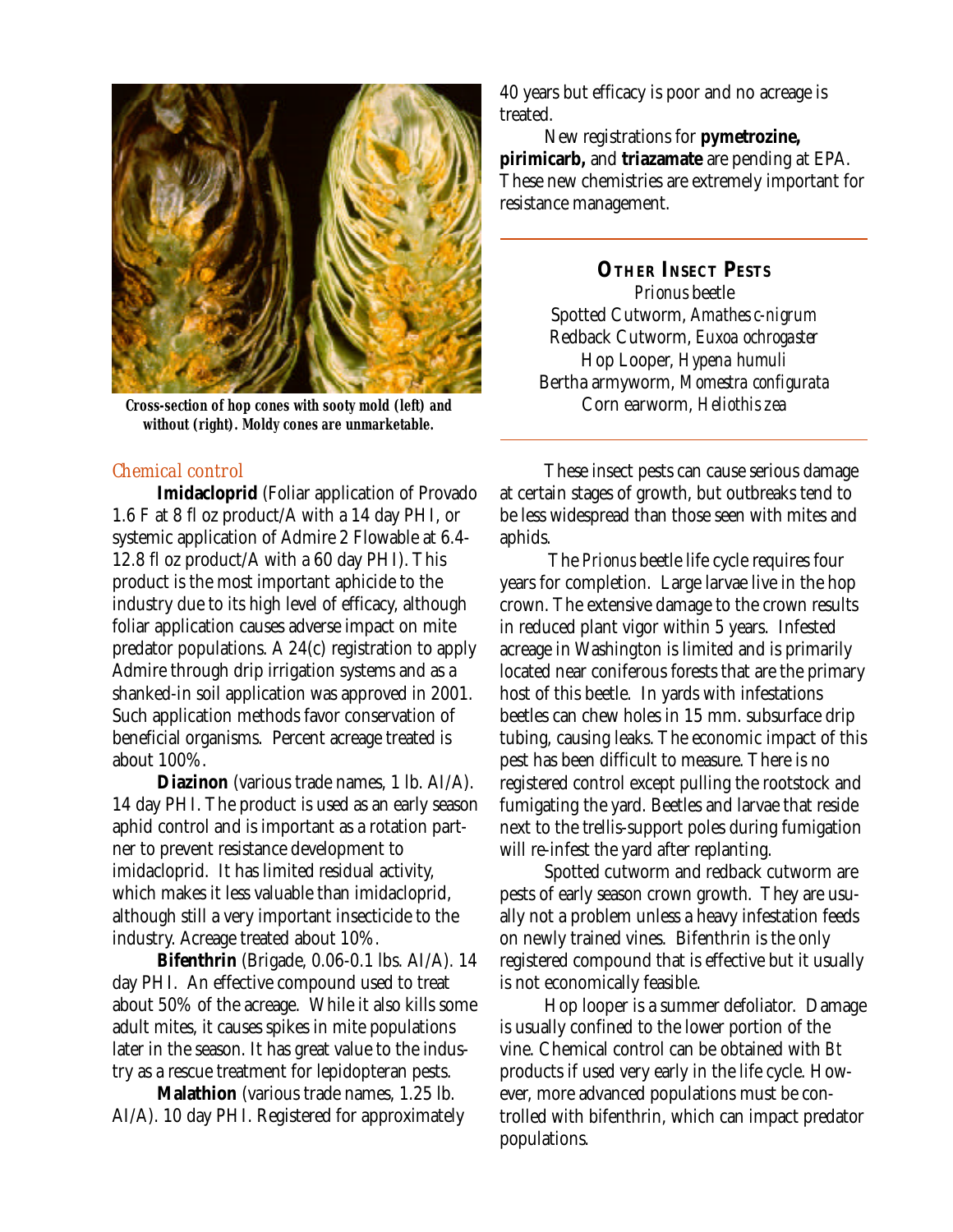Cross-section of hop cones with sooty mold (left) and without (right). Moldy cones are unmarketable.

*Chemical control*

**Imidacloprid** (Foliar application of Provado 1.6 F at 8 fl oz product/A with a 14 day PHI, or systemic application of Admire 2 Flowable at 6.4-12.8 fl oz product/A with a 60 day PHI). This product is the most important aphicide to the industry due to its high level of efficacy, although foliar application causes adverse impact on mite predator populations. A 24(c) registration to apply Admire through drip irrigation systems and as a shanked-in soil application was approved in 2001. Such application methods favor conservation of beneficial organisms. Percent acreage treated is about 100%.

**Diazinon** (various trade names, 1 lb. AI/A). 14 day PHI. The product is used as an early season aphid control and is important as a rotation partner to prevent resistance development to imidacloprid. It has limited residual activity, which makes it less valuable than imidacloprid, although still a very important insecticide to the industry. Acreage treated about 10%.

**Bifenthrin** (Brigade, 0.06-0.1 lbs. AI/A). 14 day PHI. An effective compound used to treat about 50% of the acreage. While it also kills some adult mites, it causes spikes in mite populations later in the season. It has great value to the industry as a rescue treatment for lepidopteran pests.

**Malathion** (various trade names, 1.25 lb. AI/A). 10 day PHI. Registered for approximately 40 years but efficacy is poor and no acreage is treated.

New registrations for **pymetrozine, pirimicarb,** and **triazamate** are pending at EPA. These new chemistries are extremely important for resistance management.

## Other Insect Pests

*Prionus* beetle
Spotted Cutworm, *Amathes c-nigrum*
Redback Cutworm, *Euxoa ochrogaster*
Hop Looper, *Hypena humuli*
Bertha armyworm, *Momestra configurata*
Corn earworm, *Heliothis zea*

These insect pests can cause serious damage at certain stages of growth, but outbreaks tend to be less widespread than those seen with mites and aphids.

The *Prionus* beetle life cycle requires four years for completion. Large larvae live in the hop crown. The extensive damage to the crown results in reduced plant vigor within 5 years. Infested acreage in Washington is limited and is primarily located near coniferous forests that are the primary host of this beetle. In yards with infestations beetles can chew holes in 15 mm. subsurface drip tubing, causing leaks. The economic impact of this pest has been difficult to measure. There is no registered control except pulling the rootstock and fumigating the yard. Beetles and larvae that reside next to the trellis-support poles during fumigation will re-infest the yard after replanting.

Spotted cutworm and redback cutworm are pests of early season crown growth. They are usually not a problem unless a heavy infestation feeds on newly trained vines. Bifenthrin is the only registered compound that is effective but it usually is not economically feasible.

Hop looper is a summer defoliator. Damage is usually confined to the lower portion of the vine. Chemical control can be obtained with *Bt* products if used very early in the life cycle. However, more advanced populations must be controlled with bifenthrin, which can impact predator populations.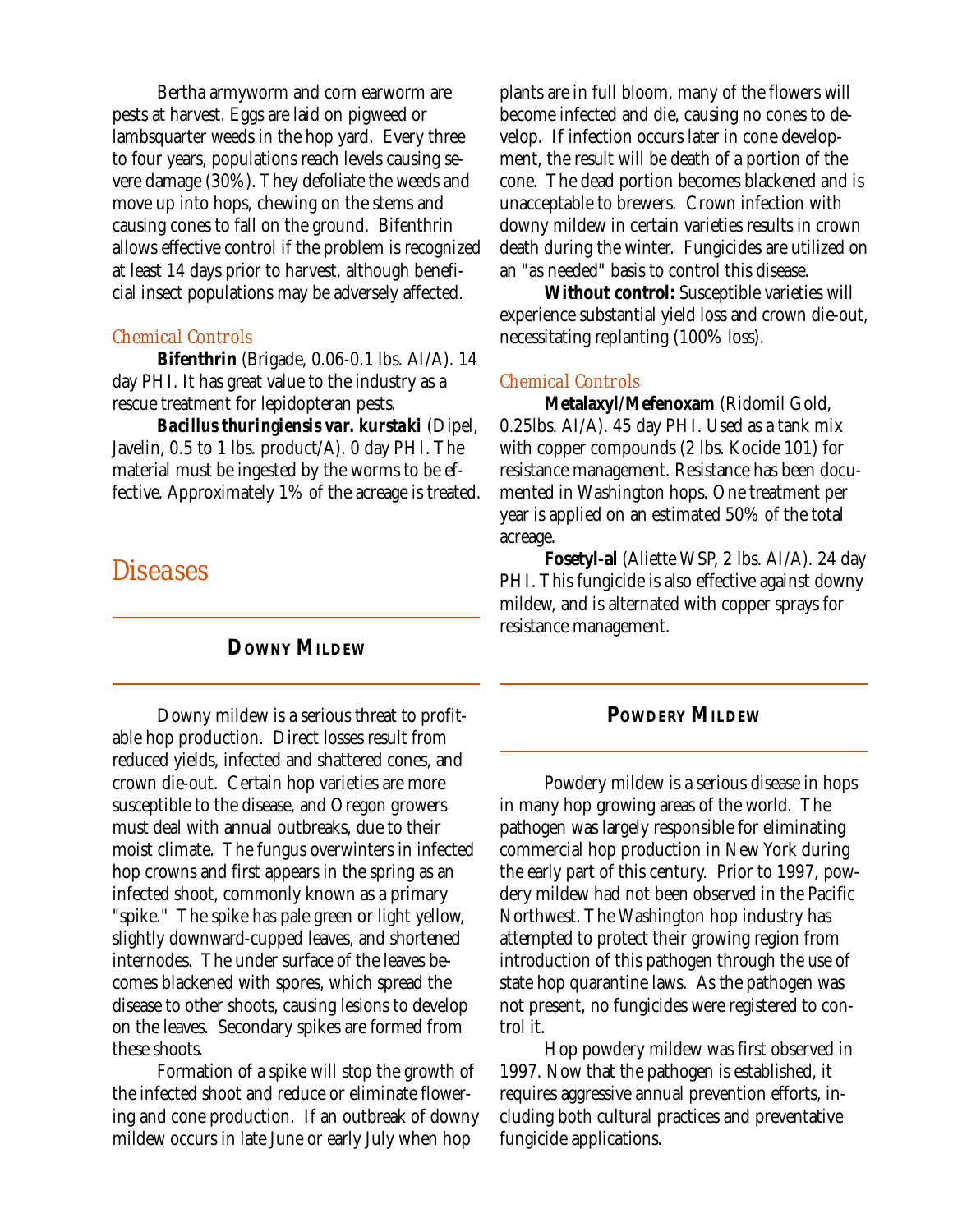Bertha armyworm and corn earworm are pests at harvest. Eggs are laid on pigweed or lambsquarter weeds in the hop yard. Every three to four years, populations reach levels causing severe damage (30%). They defoliate the weeds and move up into hops, chewing on the stems and causing cones to fall on the ground. Bifenthrin allows effective control if the problem is recognized at least 14 days prior to harvest, although beneficial insect populations may be adversely affected.

### *Chemical Controls*

**Bifenthrin** (Brigade, 0.06-0.1 lbs. AI/A). 14 day PHI. It has great value to the industry as a rescue treatment for lepidopteran pests.

***Bacillus thuringiensis var. kurstaki*** (Dipel, Javelin, 0.5 to 1 lbs. product/A). 0 day PHI. The material must be ingested by the worms to be effective. Approximately 1% of the acreage is treated.

# Diseases

## DOWNY MILDEW

Downy mildew is a serious threat to profitable hop production. Direct losses result from reduced yields, infected and shattered cones, and crown die-out. Certain hop varieties are more susceptible to the disease, and Oregon growers must deal with annual outbreaks, due to their moist climate. The fungus overwinters in infected hop crowns and first appears in the spring as an infected shoot, commonly known as a primary "spike." The spike has pale green or light yellow, slightly downward-cupped leaves, and shortened internodes. The under surface of the leaves becomes blackened with spores, which spread the disease to other shoots, causing lesions to develop on the leaves. Secondary spikes are formed from these shoots.

Formation of a spike will stop the growth of the infected shoot and reduce or eliminate flowering and cone production. If an outbreak of downy mildew occurs in late June or early July when hop plants are in full bloom, many of the flowers will become infected and die, causing no cones to develop. If infection occurs later in cone development, the result will be death of a portion of the cone. The dead portion becomes blackened and is unacceptable to brewers. Crown infection with downy mildew in certain varieties results in crown death during the winter. Fungicides are utilized on an "as needed" basis to control this disease.

**Without control:** Susceptible varieties will experience substantial yield loss and crown die-out, necessitating replanting (100% loss).

### *Chemical Controls*

**Metalaxyl/Mefenoxam** (Ridomil Gold, 0.25lbs. AI/A). 45 day PHI. Used as a tank mix with copper compounds (2 lbs. Kocide 101) for resistance management. Resistance has been documented in Washington hops. One treatment per year is applied on an estimated 50% of the total acreage.

**Fosetyl-al** (Aliette WSP, 2 lbs. AI/A). 24 day PHI. This fungicide is also effective against downy mildew, and is alternated with copper sprays for resistance management.

## POWDERY MILDEW

Powdery mildew is a serious disease in hops in many hop growing areas of the world. The pathogen was largely responsible for eliminating commercial hop production in New York during the early part of this century. Prior to 1997, powdery mildew had not been observed in the Pacific Northwest. The Washington hop industry has attempted to protect their growing region from introduction of this pathogen through the use of state hop quarantine laws. As the pathogen was not present, no fungicides were registered to control it.

Hop powdery mildew was first observed in 1997. Now that the pathogen is established, it requires aggressive annual prevention efforts, including both cultural practices and preventative fungicide applications.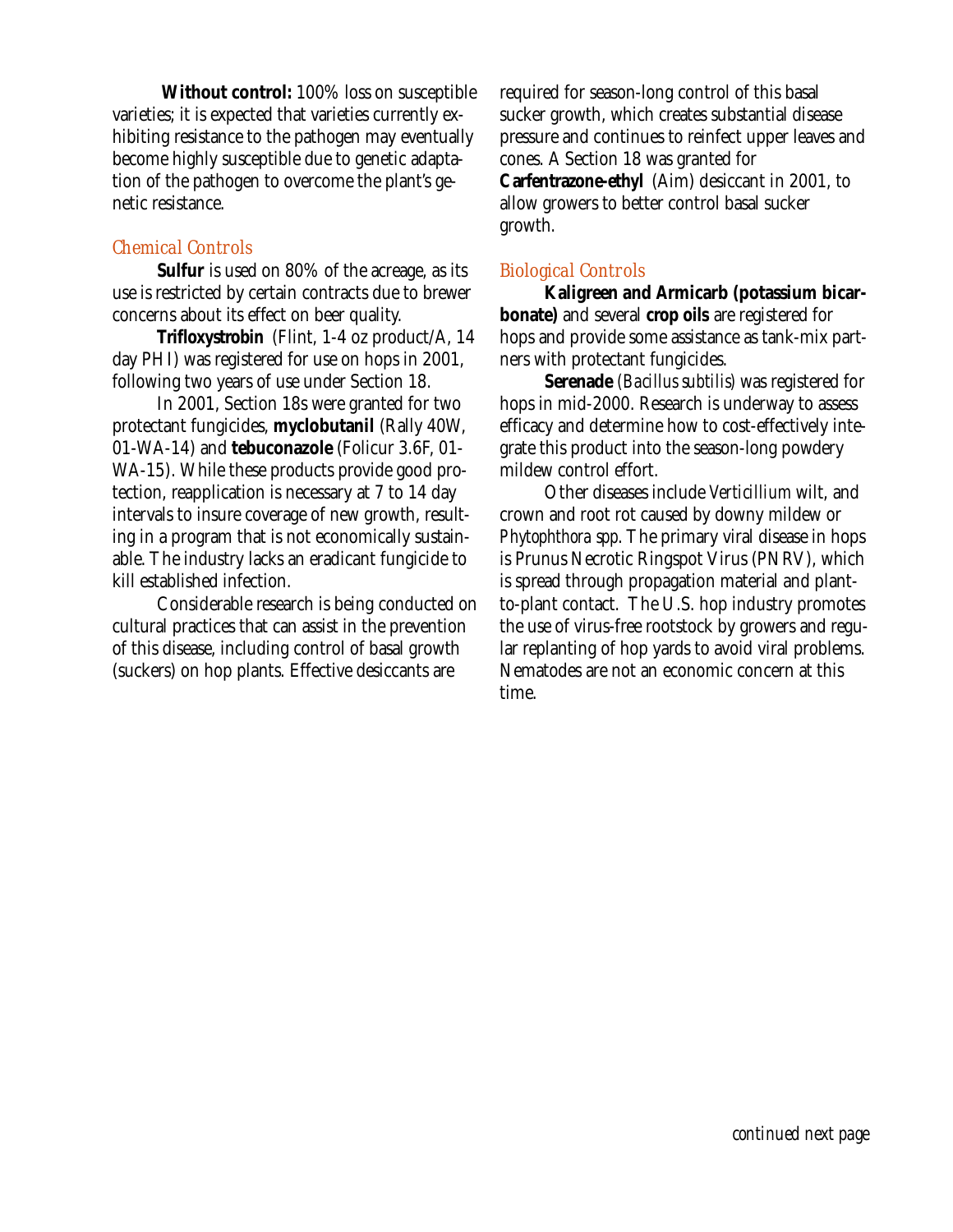**Without control:** 100% loss on susceptible varieties; it is expected that varieties currently exhibiting resistance to the pathogen may eventually become highly susceptible due to genetic adaptation of the pathogen to overcome the plant's genetic resistance.

### Chemical Controls

**Sulfur** is used on 80% of the acreage, as its use is restricted by certain contracts due to brewer concerns about its effect on beer quality.

**Trifloxystrobin** (Flint, 1-4 oz product/A, 14 day PHI) was registered for use on hops in 2001, following two years of use under Section 18.

In 2001, Section 18s were granted for two protectant fungicides, **myclobutanil** (Rally 40W, 01-WA-14) and **tebuconazole** (Folicur 3.6F, 01-WA-15). While these products provide good protection, reapplication is necessary at 7 to 14 day intervals to insure coverage of new growth, resulting in a program that is not economically sustainable. The industry lacks an eradicant fungicide to kill established infection.

Considerable research is being conducted on cultural practices that can assist in the prevention of this disease, including control of basal growth (suckers) on hop plants. Effective desiccants are required for season-long control of this basal sucker growth, which creates substantial disease pressure and continues to reinfect upper leaves and cones. A Section 18 was granted for **Carfentrazone-ethyl** (Aim) desiccant in 2001, to allow growers to better control basal sucker growth.

### Biological Controls

**Kaligreen and Armicarb (potassium bicarbonate)** and several **crop oils** are registered for hops and provide some assistance as tank-mix partners with protectant fungicides.

**Serenade** (*Bacillus subtilis*) was registered for hops in mid-2000. Research is underway to assess efficacy and determine how to cost-effectively integrate this product into the season-long powdery mildew control effort.

Other diseases include *Verticillium* wilt, and crown and root rot caused by downy mildew or *Phytophthora spp.* The primary viral disease in hops is Prunus Necrotic Ringspot Virus (PNRV), which is spread through propagation material and plant-to-plant contact. The U.S. hop industry promotes the use of virus-free rootstock by growers and regular replanting of hop yards to avoid viral problems. Nematodes are not an economic concern at this time.

*continued next page*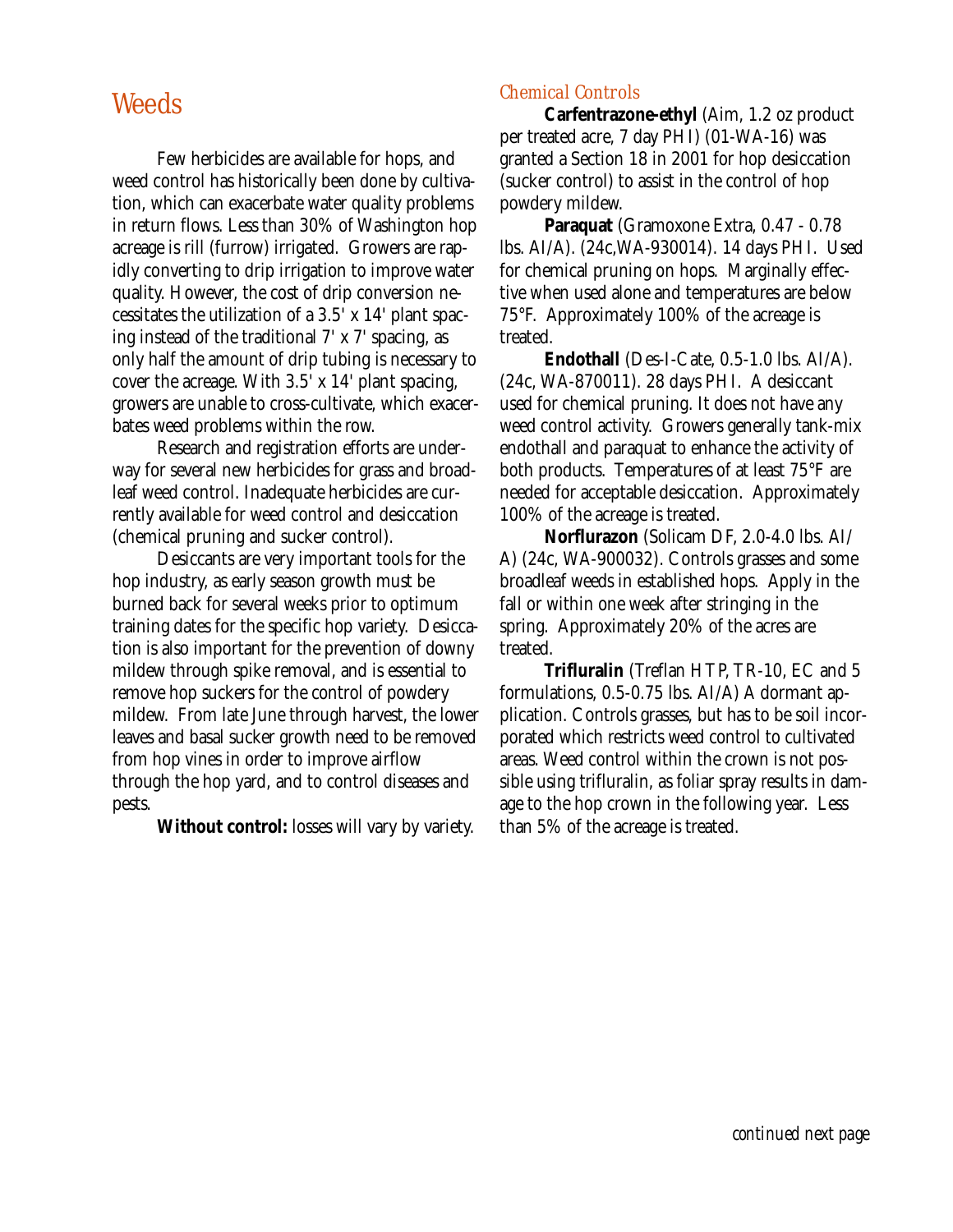## Weeds

Few herbicides are available for hops, and weed control has historically been done by cultivation, which can exacerbate water quality problems in return flows. Less than 30% of Washington hop acreage is rill (furrow) irrigated. Growers are rapidly converting to drip irrigation to improve water quality. However, the cost of drip conversion necessitates the utilization of a 3.5' x 14' plant spacing instead of the traditional 7' x 7' spacing, as only half the amount of drip tubing is necessary to cover the acreage. With 3.5' x 14' plant spacing, growers are unable to cross-cultivate, which exacerbates weed problems within the row.

Research and registration efforts are underway for several new herbicides for grass and broadleaf weed control. Inadequate herbicides are currently available for weed control and desiccation (chemical pruning and sucker control).

Desiccants are very important tools for the hop industry, as early season growth must be burned back for several weeks prior to optimum training dates for the specific hop variety. Desiccation is also important for the prevention of downy mildew through spike removal, and is essential to remove hop suckers for the control of powdery mildew. From late June through harvest, the lower leaves and basal sucker growth need to be removed from hop vines in order to improve airflow through the hop yard, and to control diseases and pests.

**Without control:** losses will vary by variety.

### *Chemical Controls*

**Carfentrazone-ethyl** (Aim, 1.2 oz product per treated acre, 7 day PHI) (01-WA-16) was granted a Section 18 in 2001 for hop desiccation (sucker control) to assist in the control of hop powdery mildew.

**Paraquat** (Gramoxone Extra, 0.47 - 0.78 lbs. AI/A). (24c,WA-930014). 14 days PHI. Used for chemical pruning on hops. Marginally effective when used alone and temperatures are below 75°F. Approximately 100% of the acreage is treated.

**Endothall** (Des-I-Cate, 0.5-1.0 lbs. AI/A). (24c, WA-870011). 28 days PHI. A desiccant used for chemical pruning. It does not have any weed control activity. Growers generally tank-mix endothall and paraquat to enhance the activity of both products. Temperatures of at least 75°F are needed for acceptable desiccation. Approximately 100% of the acreage is treated.

**Norflurazon** (Solicam DF, 2.0-4.0 lbs. AI/A) (24c, WA-900032). Controls grasses and some broadleaf weeds in established hops. Apply in the fall or within one week after stringing in the spring. Approximately 20% of the acres are treated.

**Trifluralin** (Treflan HTP, TR-10, EC and 5 formulations, 0.5-0.75 lbs. AI/A) A dormant application. Controls grasses, but has to be soil incorporated which restricts weed control to cultivated areas. Weed control within the crown is not possible using trifluralin, as foliar spray results in damage to the hop crown in the following year. Less than 5% of the acreage is treated.

*continued next page*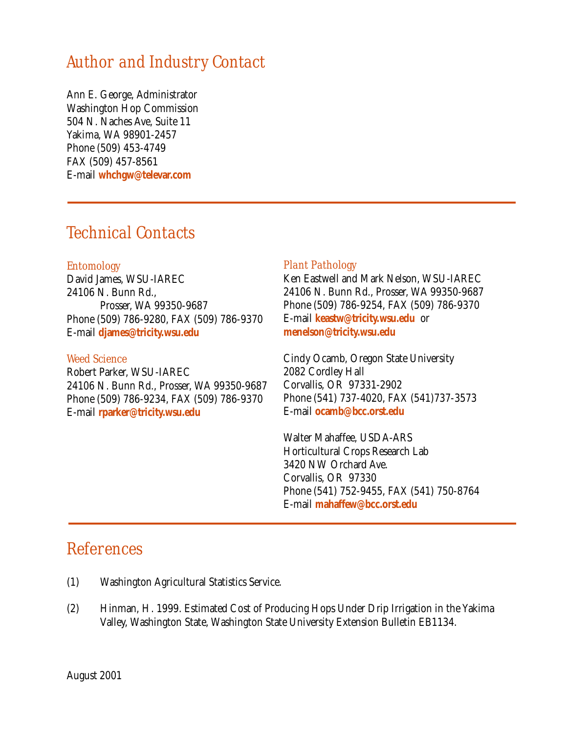## Author and Industry Contact

Ann E. George, Administrator
Washington Hop Commission
504 N. Naches Ave, Suite 11
Yakima, WA 98901-2457
Phone (509) 453-4749
FAX (509) 457-8561
E-mail **whchgw@televar.com**

---

## Technical Contacts

### Entomology

David James, WSU-IAREC
24106 N. Bunn Rd.,
Prosser, WA 99350-9687
Phone (509) 786-9280, FAX (509) 786-9370
E-mail **djames@tricity.wsu.edu**

### Weed Science

Robert Parker, WSU-IAREC
24106 N. Bunn Rd., Prosser, WA 99350-9687
Phone (509) 786-9234, FAX (509) 786-9370
E-mail **rparker@tricity.wsu.edu**

### Plant Pathology

Ken Eastwell and Mark Nelson, WSU-IAREC
24106 N. Bunn Rd., Prosser, WA 99350-9687
Phone (509) 786-9254, FAX (509) 786-9370
E-mail **keastw@tricity.wsu.edu** or **menelson@tricity.wsu.edu**

Cindy Ocamb, Oregon State University
2082 Cordley Hall
Corvallis, OR 97331-2902
Phone (541) 737-4020, FAX (541)737-3573
E-mail **ocamb@bcc.orst.edu**

Walter Mahaffee, USDA-ARS
Horticultural Crops Research Lab
3420 NW Orchard Ave.
Corvallis, OR 97330
Phone (541) 752-9455, FAX (541) 750-8764
E-mail **mahaffew@bcc.orst.edu**

---

## References

(1) Washington Agricultural Statistics Service.

(2) Hinman, H. 1999. Estimated Cost of Producing Hops Under Drip Irrigation in the Yakima Valley, Washington State, Washington State University Extension Bulletin EB1134.

August 2001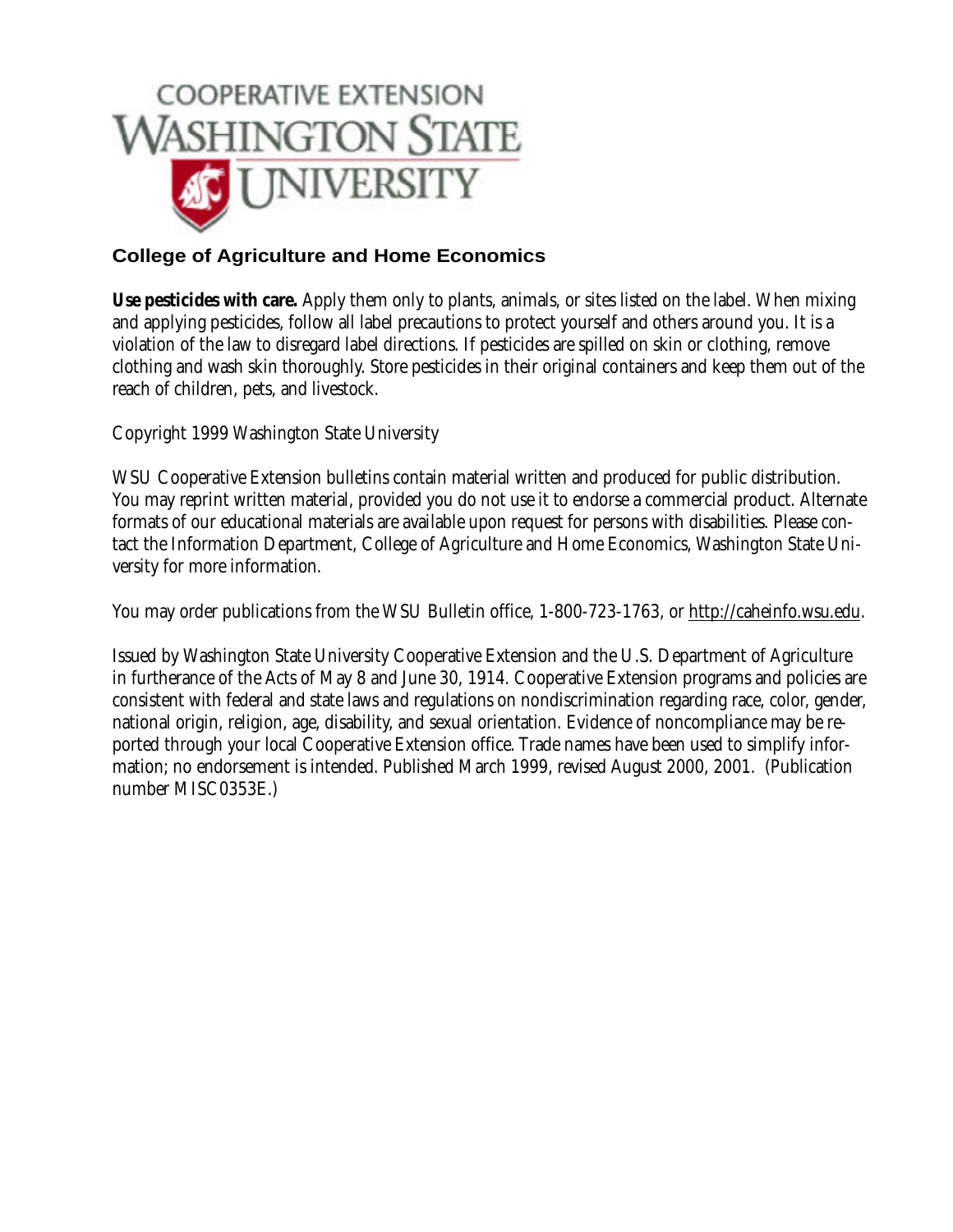COOPERATIVE EXTENSION

WASHINGTON STATE UNIVERSITY

**College of Agriculture and Home Economics**

**Use pesticides with care.** Apply them only to plants, animals, or sites listed on the label. When mixing and applying pesticides, follow all label precautions to protect yourself and others around you. It is a violation of the law to disregard label directions. If pesticides are spilled on skin or clothing, remove clothing and wash skin thoroughly. Store pesticides in their original containers and keep them out of the reach of children, pets, and livestock.

Copyright 1999 Washington State University

WSU Cooperative Extension bulletins contain material written and produced for public distribution. You may reprint written material, provided you do not use it to endorse a commercial product. Alternate formats of our educational materials are available upon request for persons with disabilities. Please contact the Information Department, College of Agriculture and Home Economics, Washington State University for more information.

You may order publications from the WSU Bulletin office, 1-800-723-1763, or http://caheinfo.wsu.edu.

Issued by Washington State University Cooperative Extension and the U.S. Department of Agriculture in furtherance of the Acts of May 8 and June 30, 1914. Cooperative Extension programs and policies are consistent with federal and state laws and regulations on nondiscrimination regarding race, color, gender, national origin, religion, age, disability, and sexual orientation. Evidence of noncompliance may be reported through your local Cooperative Extension office. Trade names have been used to simplify information; no endorsement is intended. Published March 1999, revised August 2000, 2001. (Publication number MISC0353E.)